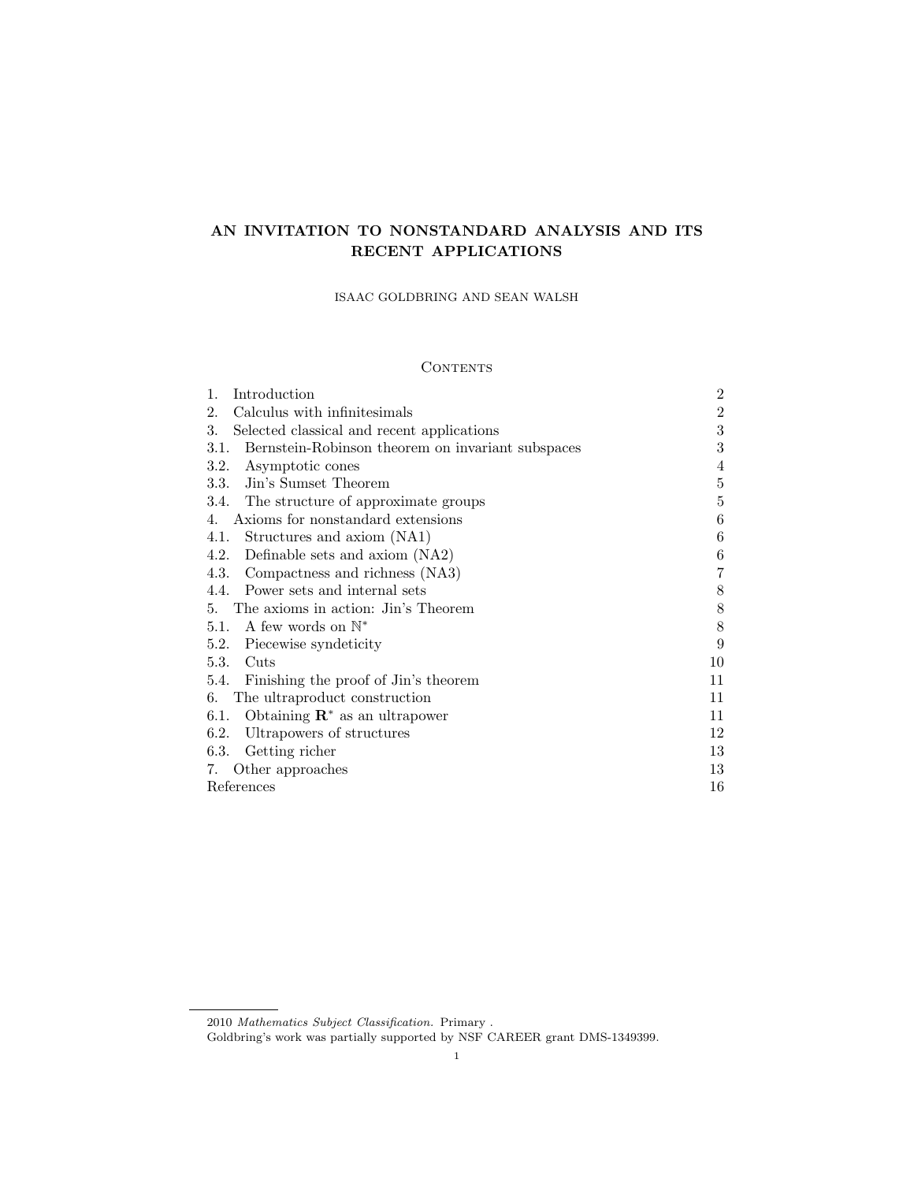# AN INVITATION TO NONSTANDARD ANALYSIS AND ITS RECENT APPLICATIONS

ISAAC GOLDBRING AND SEAN WALSH

## Contents

| | |
|---|---|
| 1. Introduction | 2 |
| 2. Calculus with infinitesimals | 2 |
| 3. Selected classical and recent applications | 3 |
| 3.1. Bernstein-Robinson theorem on invariant subspaces | 3 |
| 3.2. Asymptotic cones | 4 |
| 3.3. Jin's Sumset Theorem | 5 |
| 3.4. The structure of approximate groups | 5 |
| 4. Axioms for nonstandard extensions | 6 |
| 4.1. Structures and axiom (NA1) | 6 |
| 4.2. Definable sets and axiom (NA2) | 6 |
| 4.3. Compactness and richness (NA3) | 7 |
| 4.4. Power sets and internal sets | 8 |
| 5. The axioms in action: Jin's Theorem | 8 |
| 5.1. A few words on $\mathbb{N}^*$ | 8 |
| 5.2. Piecewise syndeticity | 9 |
| 5.3. Cuts | 10 |
| 5.4. Finishing the proof of Jin's theorem | 11 |
| 6. The ultraproduct construction | 11 |
| 6.1. Obtaining $\mathbf{R}^*$ as an ultrapower | 11 |
| 6.2. Ultrapowers of structures | 12 |
| 6.3. Getting richer | 13 |
| 7. Other approaches | 13 |
| References | 16 |

---

2010 *Mathematics Subject Classification.* Primary .

Goldbring's work was partially supported by NSF CAREER grant DMS-1349399.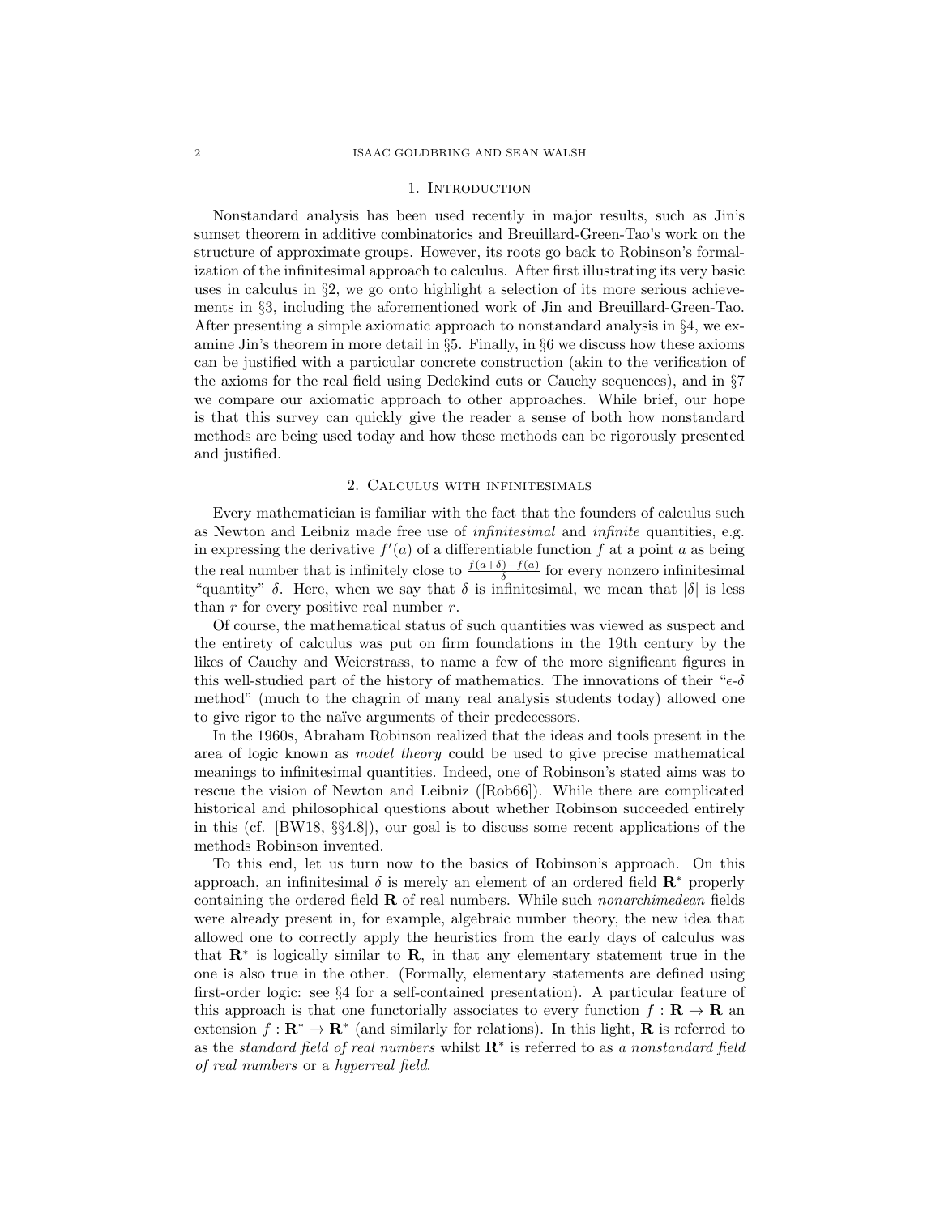## 1. Introduction

Nonstandard analysis has been used recently in major results, such as Jin's sumset theorem in additive combinatorics and Breuillard-Green-Tao's work on the structure of approximate groups. However, its roots go back to Robinson's formalization of the infinitesimal approach to calculus. After first illustrating its very basic uses in calculus in §2, we go onto highlight a selection of its more serious achievements in §3, including the aforementioned work of Jin and Breuillard-Green-Tao. After presenting a simple axiomatic approach to nonstandard analysis in §4, we examine Jin's theorem in more detail in §5. Finally, in §6 we discuss how these axioms can be justified with a particular concrete construction (akin to the verification of the axioms for the real field using Dedekind cuts or Cauchy sequences), and in §7 we compare our axiomatic approach to other approaches. While brief, our hope is that this survey can quickly give the reader a sense of both how nonstandard methods are being used today and how these methods can be rigorously presented and justified.

## 2. Calculus with infinitesimals

Every mathematician is familiar with the fact that the founders of calculus such as Newton and Leibniz made free use of *infinitesimal* and *infinite* quantities, e.g. in expressing the derivative $f'(a)$ of a differentiable function $f$ at a point $a$ as being the real number that is infinitely close to $\frac{f(a+\delta)-f(a)}{\delta}$ for every nonzero infinitesimal "quantity" $\delta$. Here, when we say that $\delta$ is infinitesimal, we mean that $|\delta|$ is less than $r$ for every positive real number $r$.

Of course, the mathematical status of such quantities was viewed as suspect and the entirety of calculus was put on firm foundations in the 19th century by the likes of Cauchy and Weierstrass, to name a few of the more significant figures in this well-studied part of the history of mathematics. The innovations of their "$\epsilon$-$\delta$ method" (much to the chagrin of many real analysis students today) allowed one to give rigor to the naïve arguments of their predecessors.

In the 1960s, Abraham Robinson realized that the ideas and tools present in the area of logic known as *model theory* could be used to give precise mathematical meanings to infinitesimal quantities. Indeed, one of Robinson's stated aims was to rescue the vision of Newton and Leibniz ([Rob66]). While there are complicated historical and philosophical questions about whether Robinson succeeded entirely in this (cf. [BW18, §§4.8]), our goal is to discuss some recent applications of the methods Robinson invented.

To this end, let us turn now to the basics of Robinson's approach. On this approach, an infinitesimal $\delta$ is merely an element of an ordered field $\mathbf{R}^*$ properly containing the ordered field $\mathbf{R}$ of real numbers. While such *nonarchimedean* fields were already present in, for example, algebraic number theory, the new idea that allowed one to correctly apply the heuristics from the early days of calculus was that $\mathbf{R}^*$ is logically similar to $\mathbf{R}$, in that any elementary statement true in the one is also true in the other. (Formally, elementary statements are defined using first-order logic: see §4 for a self-contained presentation). A particular feature of this approach is that one functorially associates to every function $f : \mathbf{R} \to \mathbf{R}$ an extension $f : \mathbf{R}^* \to \mathbf{R}^*$ (and similarly for relations). In this light, $\mathbf{R}$ is referred to as the *standard field of real numbers* whilst $\mathbf{R}^*$ is referred to as *a nonstandard field of real numbers* or a *hyperreal field*.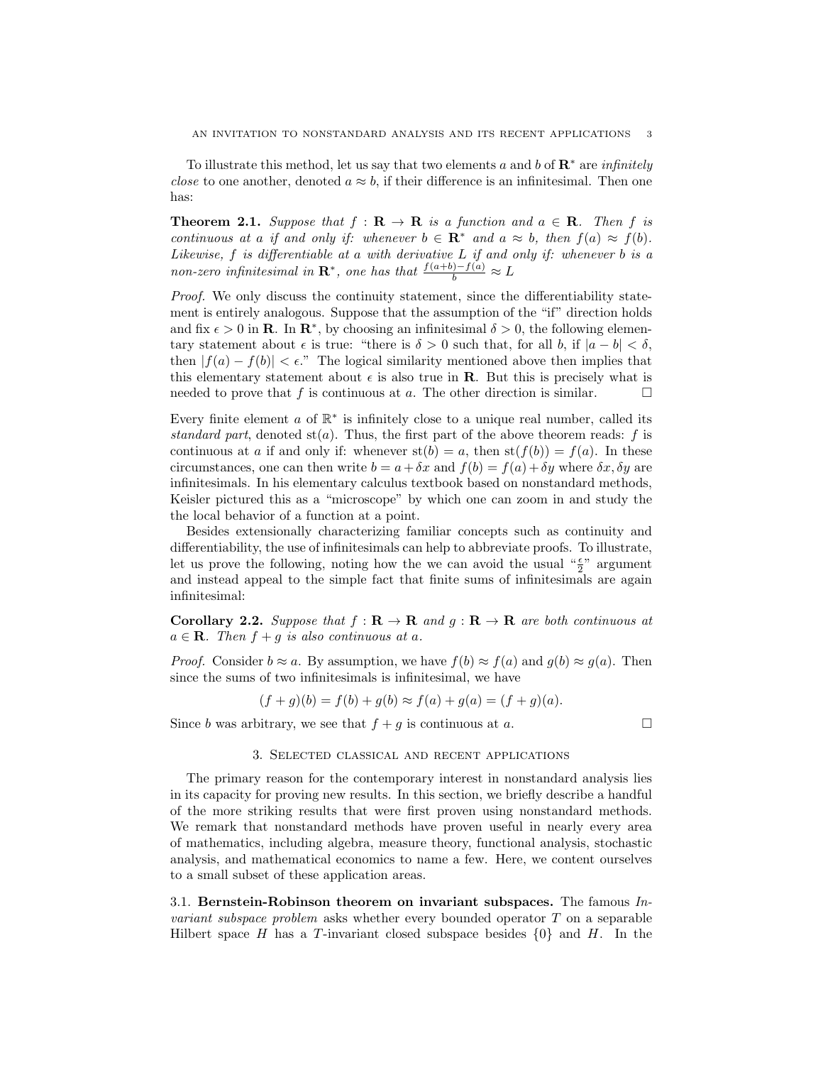To illustrate this method, let us say that two elements $a$ and $b$ of $\mathbf{R}^*$ are *infinitely close* to one another, denoted $a \approx b$, if their difference is an infinitesimal. Then one has:

**Theorem 2.1.** *Suppose that $f : \mathbf{R} \to \mathbf{R}$ is a function and $a \in \mathbf{R}$. Then $f$ is continuous at $a$ if and only if: whenever $b \in \mathbf{R}^*$ and $a \approx b$, then $f(a) \approx f(b)$. Likewise, $f$ is differentiable at $a$ with derivative $L$ if and only if: whenever $b$ is a non-zero infinitesimal in $\mathbf{R}^*$, one has that $\frac{f(a+b)-f(a)}{b} \approx L$*

*Proof.* We only discuss the continuity statement, since the differentiability statement is entirely analogous. Suppose that the assumption of the "if" direction holds and fix $\epsilon > 0$ in $\mathbf{R}$. In $\mathbf{R}^*$, by choosing an infinitesimal $\delta > 0$, the following elementary statement about $\epsilon$ is true: "there is $\delta > 0$ such that, for all $b$, if $|a - b| < \delta$, then $|f(a) - f(b)| < \epsilon$." The logical similarity mentioned above then implies that this elementary statement about $\epsilon$ is also true in $\mathbf{R}$. But this is precisely what is needed to prove that $f$ is continuous at $a$. The other direction is similar. □

Every finite element $a$ of $\mathbb{R}^*$ is infinitely close to a unique real number, called its *standard part*, denoted $\mathrm{st}(a)$. Thus, the first part of the above theorem reads: $f$ is continuous at $a$ if and only if: whenever $\mathrm{st}(b) = a$, then $\mathrm{st}(f(b)) = f(a)$. In these circumstances, one can then write $b = a + \delta x$ and $f(b) = f(a) + \delta y$ where $\delta x, \delta y$ are infinitesimals. In his elementary calculus textbook based on nonstandard methods, Keisler pictured this as a "microscope" by which one can zoom in and study the the local behavior of a function at a point.

Besides extensionally characterizing familiar concepts such as continuity and differentiability, the use of infinitesimals can help to abbreviate proofs. To illustrate, let us prove the following, noting how the we can avoid the usual "$\frac{\epsilon}{2}$" argument and instead appeal to the simple fact that finite sums of infinitesimals are again infinitesimal:

**Corollary 2.2.** *Suppose that $f : \mathbf{R} \to \mathbf{R}$ and $g : \mathbf{R} \to \mathbf{R}$ are both continuous at $a \in \mathbf{R}$. Then $f + g$ is also continuous at $a$.*

*Proof.* Consider $b \approx a$. By assumption, we have $f(b) \approx f(a)$ and $g(b) \approx g(a)$. Then since the sums of two infinitesimals is infinitesimal, we have

$$(f + g)(b) = f(b) + g(b) \approx f(a) + g(a) = (f + g)(a).$$

Since $b$ was arbitrary, we see that $f + g$ is continuous at $a$. □

## 3. Selected classical and recent applications

The primary reason for the contemporary interest in nonstandard analysis lies in its capacity for proving new results. In this section, we briefly describe a handful of the more striking results that were first proven using nonstandard methods. We remark that nonstandard methods have proven useful in nearly every area of mathematics, including algebra, measure theory, functional analysis, stochastic analysis, and mathematical economics to name a few. Here, we content ourselves to a small subset of these application areas.

### 3.1. Bernstein-Robinson theorem on invariant subspaces.

The famous *Invariant subspace problem* asks whether every bounded operator $T$ on a separable Hilbert space $H$ has a $T$-invariant closed subspace besides $\{0\}$ and $H$. In the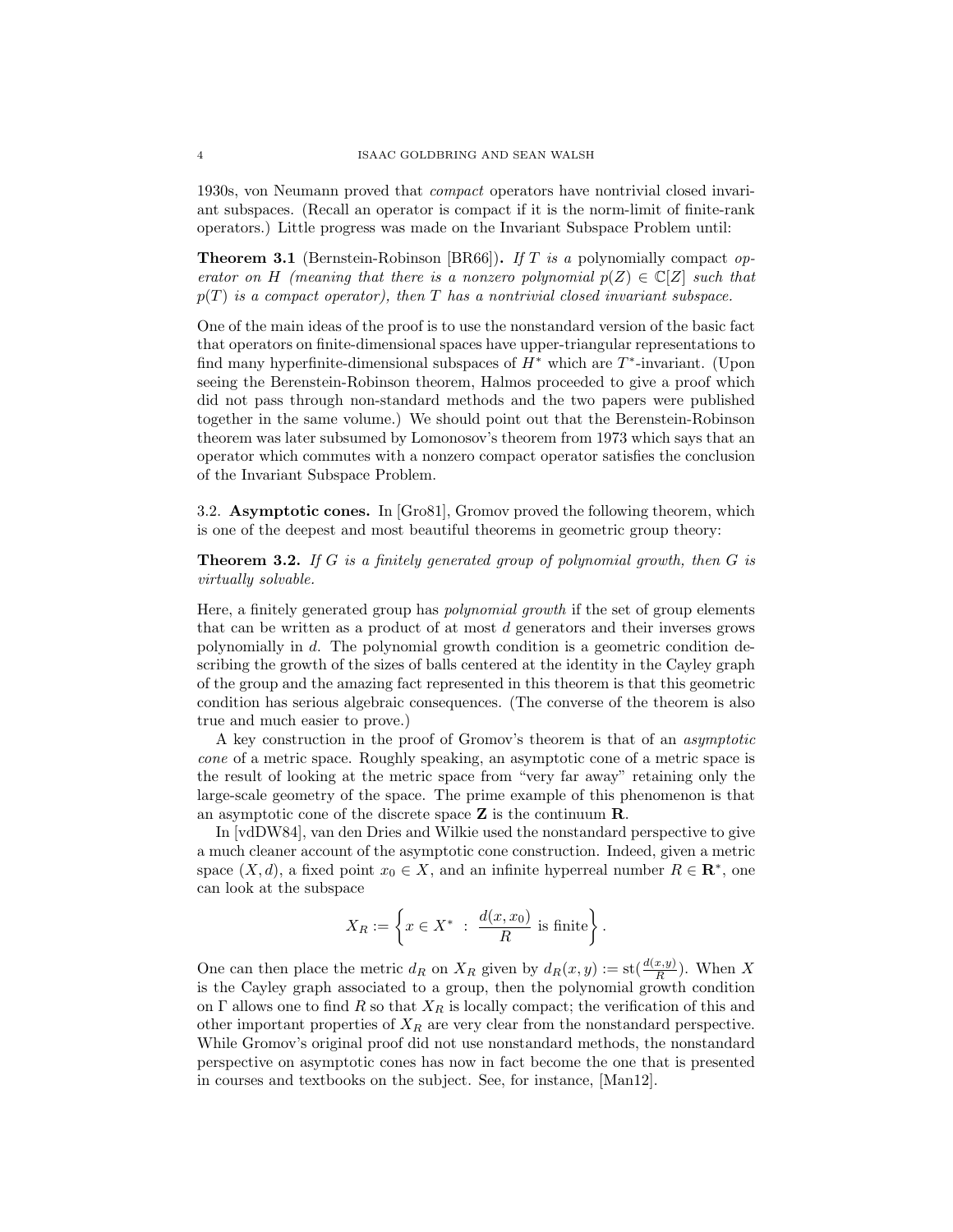1930s, von Neumann proved that *compact* operators have nontrivial closed invariant subspaces. (Recall an operator is compact if it is the norm-limit of finite-rank operators.) Little progress was made on the Invariant Subspace Problem until:

**Theorem 3.1** (Bernstein-Robinson [BR66])**.** *If $T$ is a* polynomially compact *operator on $H$ (meaning that there is a nonzero polynomial $p(Z) \in \mathbb{C}[Z]$ such that $p(T)$ is a compact operator), then $T$ has a nontrivial closed invariant subspace.*

One of the main ideas of the proof is to use the nonstandard version of the basic fact that operators on finite-dimensional spaces have upper-triangular representations to find many hyperfinite-dimensional subspaces of $H^*$ which are $T^*$-invariant. (Upon seeing the Berenstein-Robinson theorem, Halmos proceeded to give a proof which did not pass through non-standard methods and the two papers were published together in the same volume.) We should point out that the Berenstein-Robinson theorem was later subsumed by Lomonosov's theorem from 1973 which says that an operator which commutes with a nonzero compact operator satisfies the conclusion of the Invariant Subspace Problem.

3.2. **Asymptotic cones.** In [Gro81], Gromov proved the following theorem, which is one of the deepest and most beautiful theorems in geometric group theory:

**Theorem 3.2.** *If $G$ is a finitely generated group of polynomial growth, then $G$ is virtually solvable.*

Here, a finitely generated group has *polynomial growth* if the set of group elements that can be written as a product of at most $d$ generators and their inverses grows polynomially in $d$. The polynomial growth condition is a geometric condition describing the growth of the sizes of balls centered at the identity in the Cayley graph of the group and the amazing fact represented in this theorem is that this geometric condition has serious algebraic consequences. (The converse of the theorem is also true and much easier to prove.)

A key construction in the proof of Gromov's theorem is that of an *asymptotic cone* of a metric space. Roughly speaking, an asymptotic cone of a metric space is the result of looking at the metric space from "very far away" retaining only the large-scale geometry of the space. The prime example of this phenomenon is that an asymptotic cone of the discrete space $\mathbf{Z}$ is the continuum $\mathbf{R}$.

In [vdDW84], van den Dries and Wilkie used the nonstandard perspective to give a much cleaner account of the asymptotic cone construction. Indeed, given a metric space $(X, d)$, a fixed point $x_0 \in X$, and an infinite hyperreal number $R \in \mathbf{R}^*$, one can look at the subspace

$$X_R := \left\{ x \in X^* \ : \ \frac{d(x, x_0)}{R} \text{ is finite} \right\}.$$

One can then place the metric $d_R$ on $X_R$ given by $d_R(x, y) := \text{st}(\frac{d(x,y)}{R})$. When $X$ is the Cayley graph associated to a group, then the polynomial growth condition on $\Gamma$ allows one to find $R$ so that $X_R$ is locally compact; the verification of this and other important properties of $X_R$ are very clear from the nonstandard perspective. While Gromov's original proof did not use nonstandard methods, the nonstandard perspective on asymptotic cones has now in fact become the one that is presented in courses and textbooks on the subject. See, for instance, [Man12].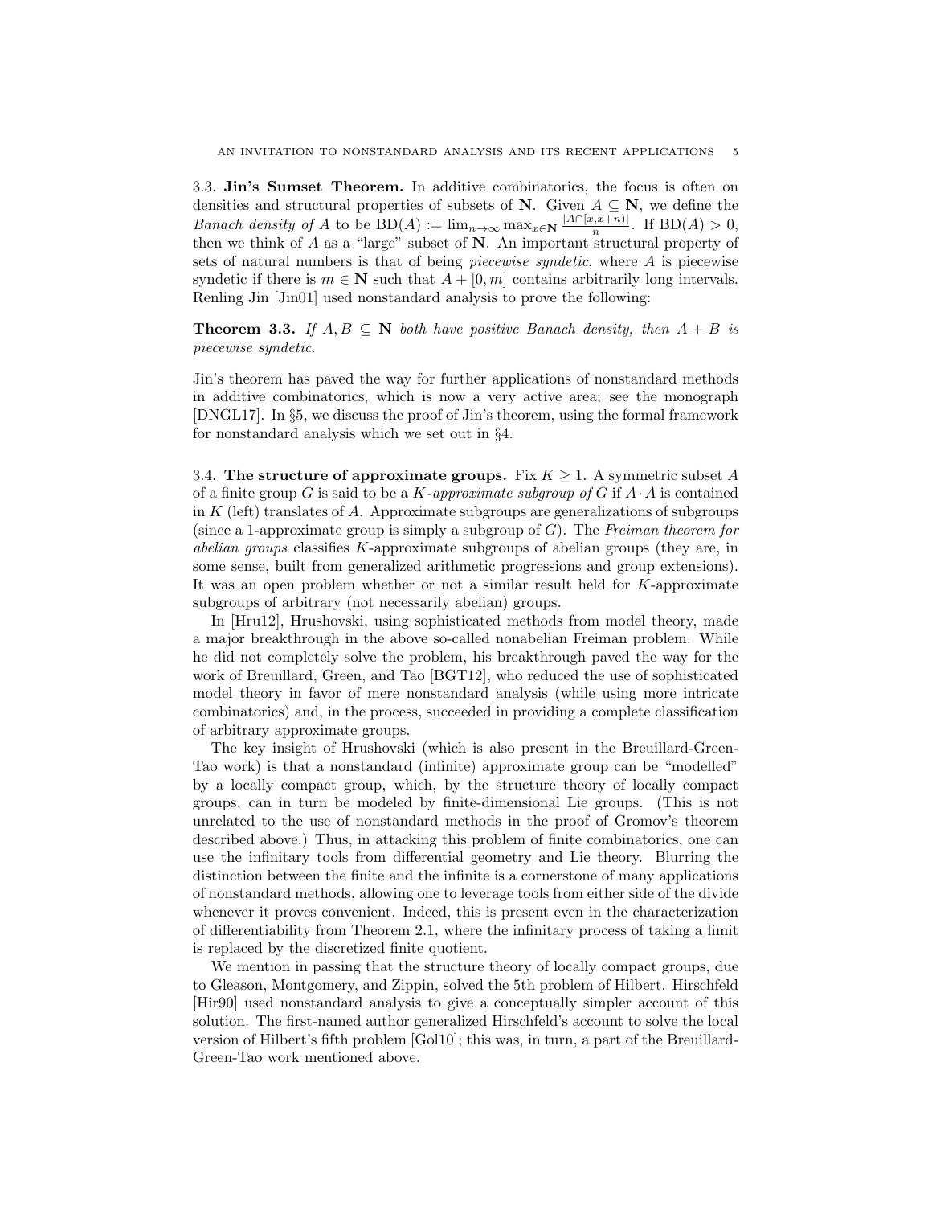3.3. **Jin's Sumset Theorem.** In additive combinatorics, the focus is often on densities and structural properties of subsets of $\mathbf{N}$. Given $A \subseteq \mathbf{N}$, we define the *Banach density of* $A$ to be $\mathrm{BD}(A) := \lim_{n\to\infty} \max_{x\in\mathbf{N}} \frac{|A\cap[x,x+n)|}{n}$. If $\mathrm{BD}(A) > 0$, then we think of $A$ as a "large" subset of $\mathbf{N}$. An important structural property of sets of natural numbers is that of being *piecewise syndetic*, where $A$ is piecewise syndetic if there is $m \in \mathbf{N}$ such that $A + [0, m]$ contains arbitrarily long intervals. Renling Jin [Jin01] used nonstandard analysis to prove the following:

**Theorem 3.3.** *If $A, B \subseteq \mathbf{N}$ both have positive Banach density, then $A + B$ is piecewise syndetic.*

Jin's theorem has paved the way for further applications of nonstandard methods in additive combinatorics, which is now a very active area; see the monograph [DNGL17]. In §5, we discuss the proof of Jin's theorem, using the formal framework for nonstandard analysis which we set out in §4.

3.4. **The structure of approximate groups.** Fix $K \geq 1$. A symmetric subset $A$ of a finite group $G$ is said to be a *$K$-approximate subgroup of $G$* if $A \cdot A$ is contained in $K$ (left) translates of $A$. Approximate subgroups are generalizations of subgroups (since a 1-approximate group is simply a subgroup of $G$). The *Freiman theorem for abelian groups* classifies $K$-approximate subgroups of abelian groups (they are, in some sense, built from generalized arithmetic progressions and group extensions). It was an open problem whether or not a similar result held for $K$-approximate subgroups of arbitrary (not necessarily abelian) groups.

In [Hru12], Hrushovski, using sophisticated methods from model theory, made a major breakthrough in the above so-called nonabelian Freiman problem. While he did not completely solve the problem, his breakthrough paved the way for the work of Breuillard, Green, and Tao [BGT12], who reduced the use of sophisticated model theory in favor of mere nonstandard analysis (while using more intricate combinatorics) and, in the process, succeeded in providing a complete classification of arbitrary approximate groups.

The key insight of Hrushovski (which is also present in the Breuillard-Green-Tao work) is that a nonstandard (infinite) approximate group can be "modelled" by a locally compact group, which, by the structure theory of locally compact groups, can in turn be modeled by finite-dimensional Lie groups. (This is not unrelated to the use of nonstandard methods in the proof of Gromov's theorem described above.) Thus, in attacking this problem of finite combinatorics, one can use the infinitary tools from differential geometry and Lie theory. Blurring the distinction between the finite and the infinite is a cornerstone of many applications of nonstandard methods, allowing one to leverage tools from either side of the divide whenever it proves convenient. Indeed, this is present even in the characterization of differentiability from Theorem 2.1, where the infinitary process of taking a limit is replaced by the discretized finite quotient.

We mention in passing that the structure theory of locally compact groups, due to Gleason, Montgomery, and Zippin, solved the 5th problem of Hilbert. Hirschfeld [Hir90] used nonstandard analysis to give a conceptually simpler account of this solution. The first-named author generalized Hirschfeld's account to solve the local version of Hilbert's fifth problem [Gol10]; this was, in turn, a part of the Breuillard-Green-Tao work mentioned above.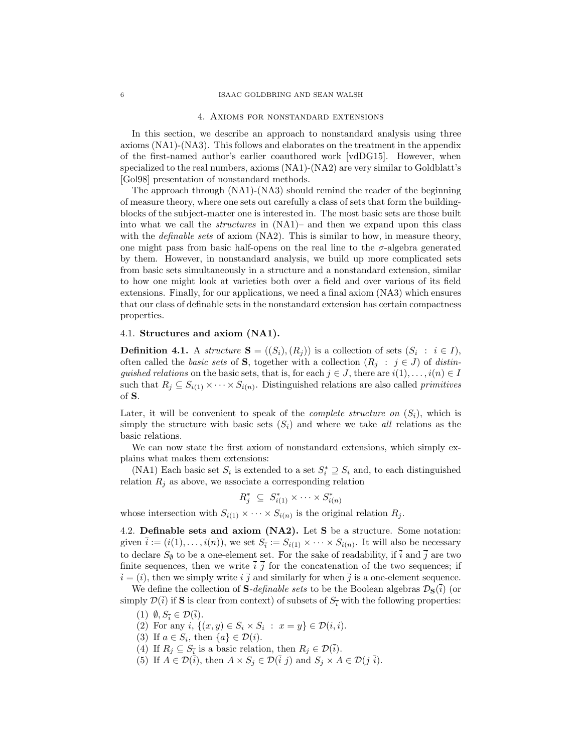## 4. Axioms for nonstandard extensions

In this section, we describe an approach to nonstandard analysis using three axioms (NA1)-(NA3). This follows and elaborates on the treatment in the appendix of the first-named author's earlier coauthored work [vdDG15]. However, when specialized to the real numbers, axioms (NA1)-(NA2) are very similar to Goldblatt's [Gol98] presentation of nonstandard methods.

The approach through (NA1)-(NA3) should remind the reader of the beginning of measure theory, where one sets out carefully a class of sets that form the building-blocks of the subject-matter one is interested in. The most basic sets are those built into what we call the *structures* in (NA1)– and then we expand upon this class with the *definable sets* of axiom (NA2). This is similar to how, in measure theory, one might pass from basic half-opens on the real line to the $\sigma$-algebra generated by them. However, in nonstandard analysis, we build up more complicated sets from basic sets simultaneously in a structure and a nonstandard extension, similar to how one might look at varieties both over a field and over various of its field extensions. Finally, for our applications, we need a final axiom (NA3) which ensures that our class of definable sets in the nonstandard extension has certain compactness properties.

### 4.1. Structures and axiom (NA1).

**Definition 4.1.** A *structure* $\mathbf{S} = ((S_i), (R_j))$ is a collection of sets $(S_i \ : \ i \in I)$, often called the *basic sets* of $\mathbf{S}$, together with a collection $(R_j \ : \ j \in J)$ of *distinguished relations* on the basic sets, that is, for each $j \in J$, there are $i(1), \ldots, i(n) \in I$ such that $R_j \subseteq S_{i(1)} \times \cdots \times S_{i(n)}$. Distinguished relations are also called *primitives* of $\mathbf{S}$.

Later, it will be convenient to speak of the *complete structure on* $(S_i)$, which is simply the structure with basic sets $(S_i)$ and where we take *all* relations as the basic relations.

We can now state the first axiom of nonstandard extensions, which simply explains what makes them extensions:

(NA1) Each basic set $S_i$ is extended to a set $S_i^* \supseteq S_i$ and, to each distinguished relation $R_j$ as above, we associate a corresponding relation

$$R_j^* \ \subseteq \ S_{i(1)}^* \times \cdots \times S_{i(n)}^*$$

whose intersection with $S_{i(1)} \times \cdots \times S_{i(n)}$ is the original relation $R_j$.

### 4.2. Definable sets and axiom (NA2).

Let $\mathbf{S}$ be a structure. Some notation: given $\overline{i} := (i(1), \ldots, i(n))$, we set $S_{\overline{i}} := S_{i(1)} \times \cdots \times S_{i(n)}$. It will also be necessary to declare $S_\emptyset$ to be a one-element set. For the sake of readability, if $\overline{i}$ and $\overline{j}$ are two finite sequences, then we write $\overline{i} \ \overline{j}$ for the concatenation of the two sequences; if $\overline{i} = (i)$, then we simply write $i \ \overline{j}$ and similarly for when $\overline{j}$ is a one-element sequence.

We define the collection of $\mathbf{S}$-*definable sets* to be the Boolean algebras $\mathcal{D}_{\mathbf{S}}(\overline{i})$ (or simply $\mathcal{D}(\overline{i})$ if $\mathbf{S}$ is clear from context) of subsets of $S_{\overline{i}}$ with the following properties:

1. $\emptyset, S_{\overline{i}} \in \mathcal{D}(\overline{i})$.
2. For any $i$, $\{(x, y) \in S_i \times S_i \ : \ x = y\} \in \mathcal{D}(i, i)$.
3. If $a \in S_i$, then $\{a\} \in \mathcal{D}(i)$.
4. If $R_j \subseteq S_{\overline{i}}$ is a basic relation, then $R_j \in \mathcal{D}(\overline{i})$.
5. If $A \in \mathcal{D}(\overline{i})$, then $A \times S_j \in \mathcal{D}(\overline{i} \ j)$ and $S_j \times A \in \mathcal{D}(j \ \overline{i})$.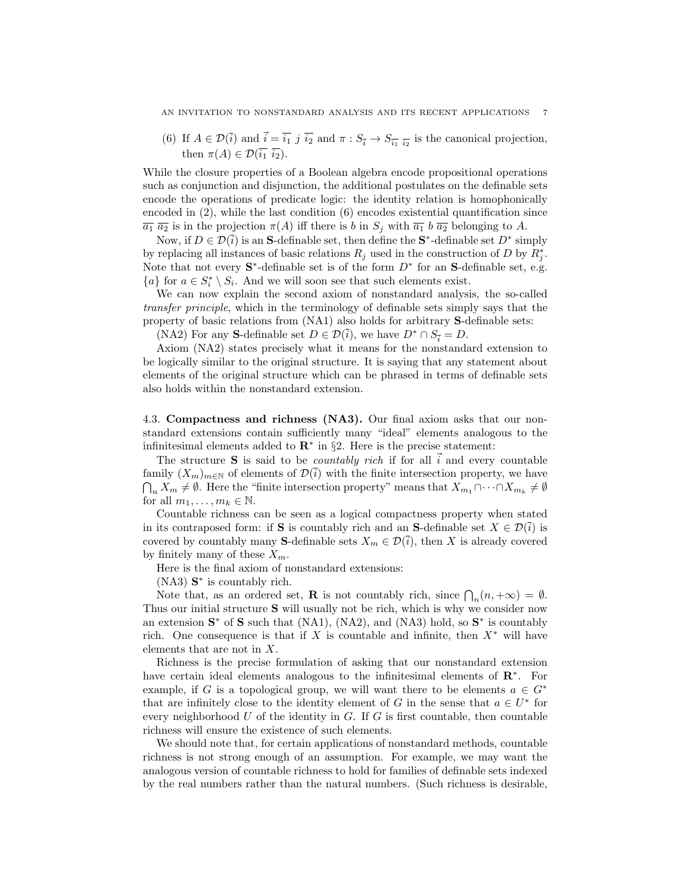(6) If $A \in \mathcal{D}(\bar{i})$ and $\vec{i} = \overline{i_1}\ j\ \overline{i_2}$ and $\pi : S_{\bar{i}} \to S_{\overline{i_1}\ \overline{i_2}}$ is the canonical projection, then $\pi(A) \in \mathcal{D}(\overline{i_1}\ \overline{i_2})$.

While the closure properties of a Boolean algebra encode propositional operations such as conjunction and disjunction, the additional postulates on the definable sets encode the operations of predicate logic: the identity relation is homophonically encoded in (2), while the last condition (6) encodes existential quantification since $\overline{a_1}\ \overline{a_2}$ is in the projection $\pi(A)$ iff there is $b$ in $S_j$ with $\overline{a_1}\ b\ \overline{a_2}$ belonging to $A$.

Now, if $D \in \mathcal{D}(\bar{i})$ is an $\mathbf{S}$-definable set, then define the $\mathbf{S}^*$-definable set $D^*$ simply by replacing all instances of basic relations $R_j$ used in the construction of $D$ by $R_j^*$. Note that not every $\mathbf{S}^*$-definable set is of the form $D^*$ for an $\mathbf{S}$-definable set, e.g. $\{a\}$ for $a \in S_i^* \setminus S_i$. And we will soon see that such elements exist.

We can now explain the second axiom of nonstandard analysis, the so-called *transfer principle*, which in the terminology of definable sets simply says that the property of basic relations from (NA1) also holds for arbitrary $\mathbf{S}$-definable sets:

(NA2) For any $\mathbf{S}$-definable set $D \in \mathcal{D}(\bar{i})$, we have $D^* \cap S_{\bar{i}} = D$.

Axiom (NA2) states precisely what it means for the nonstandard extension to be logically similar to the original structure. It is saying that any statement about elements of the original structure which can be phrased in terms of definable sets also holds within the nonstandard extension.

### 4.3. Compactness and richness (NA3).

Our final axiom asks that our nonstandard extensions contain sufficiently many "ideal" elements analogous to the infinitesimal elements added to $\mathbf{R}^*$ in §2. Here is the precise statement:

The structure $\mathbf{S}$ is said to be *countably rich* if for all $\vec{i}$ and every countable family $(X_m)_{m \in \mathbb{N}}$ of elements of $\mathcal{D}(\bar{i})$ with the finite intersection property, we have $\bigcap_n X_m \neq \emptyset$. Here the "finite intersection property" means that $X_{m_1} \cap \cdots \cap X_{m_k} \neq \emptyset$ for all $m_1, \ldots, m_k \in \mathbb{N}$.

Countable richness can be seen as a logical compactness property when stated in its contraposed form: if $\mathbf{S}$ is countably rich and an $\mathbf{S}$-definable set $X \in \mathcal{D}(\bar{i})$ is covered by countably many $\mathbf{S}$-definable sets $X_m \in \mathcal{D}(\bar{i})$, then $X$ is already covered by finitely many of these $X_m$.

Here is the final axiom of nonstandard extensions:

(NA3) $\mathbf{S}^*$ is countably rich.

Note that, as an ordered set, $\mathbf{R}$ is not countably rich, since $\bigcap_n (n, +\infty) = \emptyset$. Thus our initial structure $\mathbf{S}$ will usually not be rich, which is why we consider now an extension $\mathbf{S}^*$ of $\mathbf{S}$ such that (NA1), (NA2), and (NA3) hold, so $\mathbf{S}^*$ is countably rich. One consequence is that if $X$ is countable and infinite, then $X^*$ will have elements that are not in $X$.

Richness is the precise formulation of asking that our nonstandard extension have certain ideal elements analogous to the infinitesimal elements of $\mathbf{R}^*$. For example, if $G$ is a topological group, we will want there to be elements $a \in G^*$ that are infinitely close to the identity element of $G$ in the sense that $a \in U^*$ for every neighborhood $U$ of the identity in $G$. If $G$ is first countable, then countable richness will ensure the existence of such elements.

We should note that, for certain applications of nonstandard methods, countable richness is not strong enough of an assumption. For example, we may want the analogous version of countable richness to hold for families of definable sets indexed by the real numbers rather than the natural numbers. (Such richness is desirable,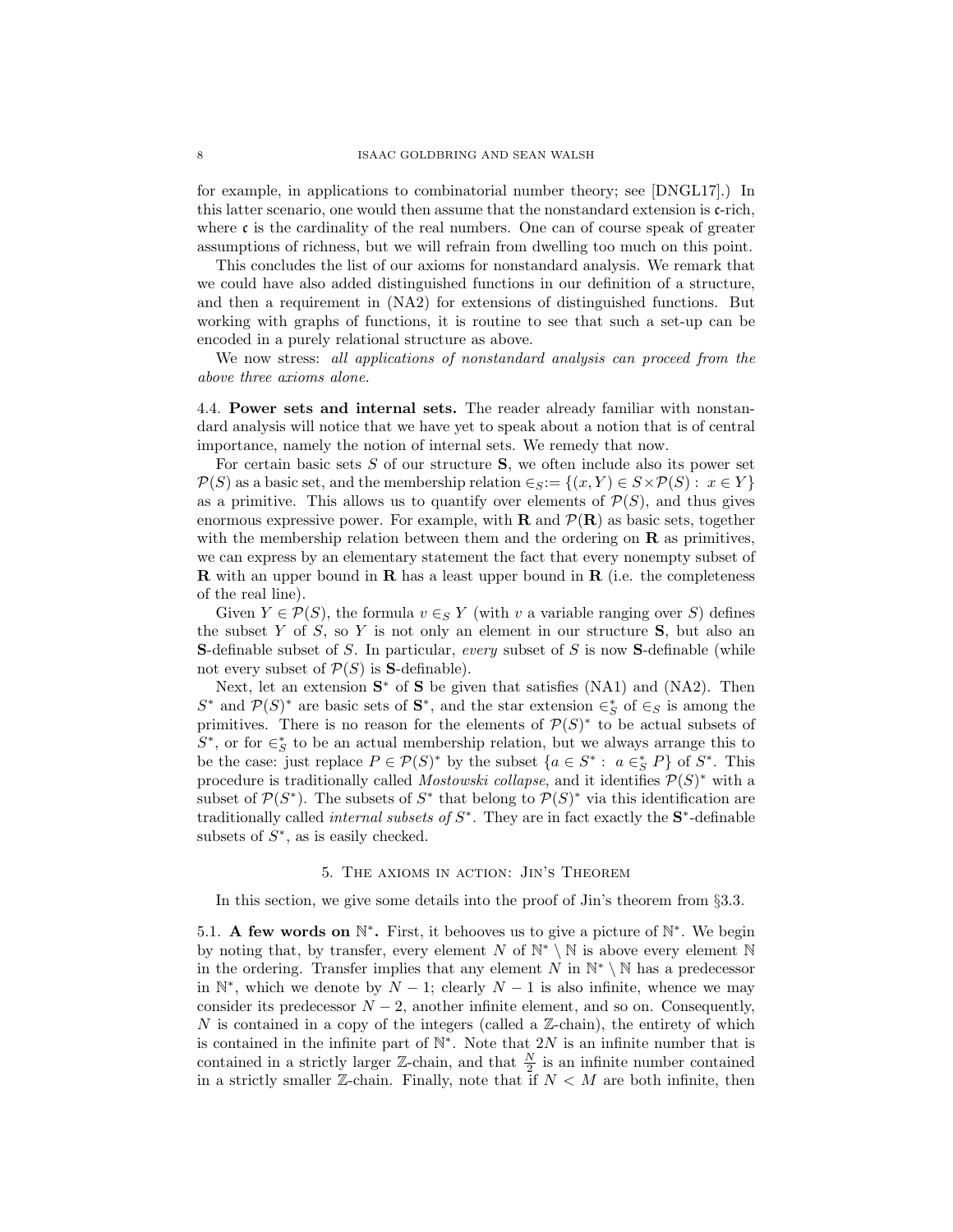for example, in applications to combinatorial number theory; see [DNGL17].) In this latter scenario, one would then assume that the nonstandard extension is $\mathfrak{c}$-rich, where $\mathfrak{c}$ is the cardinality of the real numbers. One can of course speak of greater assumptions of richness, but we will refrain from dwelling too much on this point.

This concludes the list of our axioms for nonstandard analysis. We remark that we could have also added distinguished functions in our definition of a structure, and then a requirement in (NA2) for extensions of distinguished functions. But working with graphs of functions, it is routine to see that such a set-up can be encoded in a purely relational structure as above.

We now stress: *all applications of nonstandard analysis can proceed from the above three axioms alone.*

**4.4. Power sets and internal sets.** The reader already familiar with nonstandard analysis will notice that we have yet to speak about a notion that is of central importance, namely the notion of internal sets. We remedy that now.

For certain basic sets $S$ of our structure $\mathbf{S}$, we often include also its power set $\mathcal{P}(S)$ as a basic set, and the membership relation $\in_S := \{(x, Y) \in S \times \mathcal{P}(S) : x \in Y\}$ as a primitive. This allows us to quantify over elements of $\mathcal{P}(S)$, and thus gives enormous expressive power. For example, with $\mathbf{R}$ and $\mathcal{P}(\mathbf{R})$ as basic sets, together with the membership relation between them and the ordering on $\mathbf{R}$ as primitives, we can express by an elementary statement the fact that every nonempty subset of $\mathbf{R}$ with an upper bound in $\mathbf{R}$ has a least upper bound in $\mathbf{R}$ (i.e. the completeness of the real line).

Given $Y \in \mathcal{P}(S)$, the formula $v \in_S Y$ (with $v$ a variable ranging over $S$) defines the subset $Y$ of $S$, so $Y$ is not only an element in our structure $\mathbf{S}$, but also an $\mathbf{S}$-definable subset of $S$. In particular, *every* subset of $S$ is now $\mathbf{S}$-definable (while not every subset of $\mathcal{P}(S)$ is $\mathbf{S}$-definable).

Next, let an extension $\mathbf{S}^*$ of $\mathbf{S}$ be given that satisfies (NA1) and (NA2). Then $S^*$ and $\mathcal{P}(S)^*$ are basic sets of $\mathbf{S}^*$, and the star extension $\in_S^*$ of $\in_S$ is among the primitives. There is no reason for the elements of $\mathcal{P}(S)^*$ to be actual subsets of $S^*$, or for $\in_S^*$ to be an actual membership relation, but we always arrange this to be the case: just replace $P \in \mathcal{P}(S)^*$ by the subset $\{a \in S^* : a \in_S^* P\}$ of $S^*$. This procedure is traditionally called *Mostowski collapse*, and it identifies $\mathcal{P}(S)^*$ with a subset of $\mathcal{P}(S^*)$. The subsets of $S^*$ that belong to $\mathcal{P}(S)^*$ via this identification are traditionally called *internal subsets of* $S^*$. They are in fact exactly the $\mathbf{S}^*$-definable subsets of $S^*$, as is easily checked.

## 5. The axioms in action: Jin's Theorem

In this section, we give some details into the proof of Jin's theorem from §3.3.

**5.1. A few words on $\mathbb{N}^*$.** First, it behooves us to give a picture of $\mathbb{N}^*$. We begin by noting that, by transfer, every element $N$ of $\mathbb{N}^* \setminus \mathbb{N}$ is above every element $\mathbb{N}$ in the ordering. Transfer implies that any element $N$ in $\mathbb{N}^* \setminus \mathbb{N}$ has a predecessor in $\mathbb{N}^*$, which we denote by $N-1$; clearly $N-1$ is also infinite, whence we may consider its predecessor $N-2$, another infinite element, and so on. Consequently, $N$ is contained in a copy of the integers (called a $\mathbb{Z}$-chain), the entirety of which is contained in the infinite part of $\mathbb{N}^*$. Note that $2N$ is an infinite number that is contained in a strictly larger $\mathbb{Z}$-chain, and that $\frac{N}{2}$ is an infinite number contained in a strictly smaller $\mathbb{Z}$-chain. Finally, note that if $N < M$ are both infinite, then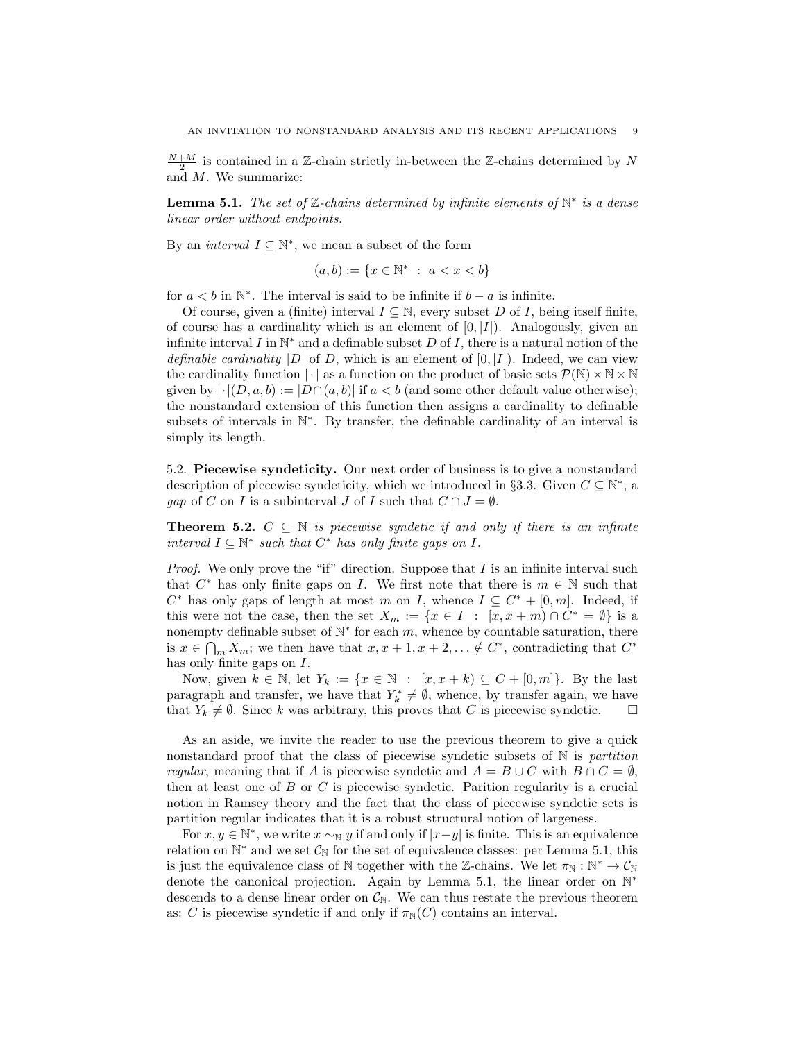$\frac{N+M}{2}$ is contained in a $\mathbb{Z}$-chain strictly in-between the $\mathbb{Z}$-chains determined by $N$ and $M$. We summarize:

**Lemma 5.1.** *The set of $\mathbb{Z}$-chains determined by infinite elements of $\mathbb{N}^*$ is a dense linear order without endpoints.*

By an *interval* $I \subseteq \mathbb{N}^*$, we mean a subset of the form

$$(a, b) := \{x \in \mathbb{N}^* \ : \ a < x < b\}$$

for $a < b$ in $\mathbb{N}^*$. The interval is said to be infinite if $b - a$ is infinite.

Of course, given a (finite) interval $I \subseteq \mathbb{N}$, every subset $D$ of $I$, being itself finite, of course has a cardinality which is an element of $[0, |I|)$. Analogously, given an infinite interval $I$ in $\mathbb{N}^*$ and a definable subset $D$ of $I$, there is a natural notion of the *definable cardinality* $|D|$ of $D$, which is an element of $[0, |I|)$. Indeed, we can view the cardinality function $|\cdot|$ as a function on the product of basic sets $\mathcal{P}(\mathbb{N}) \times \mathbb{N} \times \mathbb{N}$ given by $|\cdot|(D, a, b) := |D \cap (a, b)|$ if $a < b$ (and some other default value otherwise); the nonstandard extension of this function then assigns a cardinality to definable subsets of intervals in $\mathbb{N}^*$. By transfer, the definable cardinality of an interval is simply its length.

5.2. **Piecewise syndeticity.** Our next order of business is to give a nonstandard description of piecewise syndeticity, which we introduced in §3.3. Given $C \subseteq \mathbb{N}^*$, a *gap* of $C$ on $I$ is a subinterval $J$ of $I$ such that $C \cap J = \emptyset$.

**Theorem 5.2.** *$C \subseteq \mathbb{N}$ is piecewise syndetic if and only if there is an infinite interval $I \subseteq \mathbb{N}^*$ such that $C^*$ has only finite gaps on $I$.*

*Proof.* We only prove the "if" direction. Suppose that $I$ is an infinite interval such that $C^*$ has only finite gaps on $I$. We first note that there is $m \in \mathbb{N}$ such that $C^*$ has only gaps of length at most $m$ on $I$, whence $I \subseteq C^* + [0, m]$. Indeed, if this were not the case, then the set $X_m := \{x \in I \ : \ [x, x + m) \cap C^* = \emptyset\}$ is a nonempty definable subset of $\mathbb{N}^*$ for each $m$, whence by countable saturation, there is $x \in \bigcap_m X_m$; we then have that $x, x + 1, x + 2, \ldots \notin C^*$, contradicting that $C^*$ has only finite gaps on $I$.

Now, given $k \in \mathbb{N}$, let $Y_k := \{x \in \mathbb{N} \ : \ [x, x + k) \subseteq C + [0, m]\}$. By the last paragraph and transfer, we have that $Y_k^* \neq \emptyset$, whence, by transfer again, we have that $Y_k \neq \emptyset$. Since $k$ was arbitrary, this proves that $C$ is piecewise syndetic. $\square$

As an aside, we invite the reader to use the previous theorem to give a quick nonstandard proof that the class of piecewise syndetic subsets of $\mathbb{N}$ is *partition regular*, meaning that if $A$ is piecewise syndetic and $A = B \cup C$ with $B \cap C = \emptyset$, then at least one of $B$ or $C$ is piecewise syndetic. Parition regularity is a crucial notion in Ramsey theory and the fact that the class of piecewise syndetic sets is partition regular indicates that it is a robust structural notion of largeness.

For $x, y \in \mathbb{N}^*$, we write $x \sim_{\mathbb{N}} y$ if and only if $|x - y|$ is finite. This is an equivalence relation on $\mathbb{N}^*$ and we set $\mathcal{C}_{\mathbb{N}}$ for the set of equivalence classes: per Lemma 5.1, this is just the equivalence class of $\mathbb{N}$ together with the $\mathbb{Z}$-chains. We let $\pi_{\mathbb{N}} : \mathbb{N}^* \to \mathcal{C}_{\mathbb{N}}$ denote the canonical projection. Again by Lemma 5.1, the linear order on $\mathbb{N}^*$ descends to a dense linear order on $\mathcal{C}_{\mathbb{N}}$. We can thus restate the previous theorem as: $C$ is piecewise syndetic if and only if $\pi_{\mathbb{N}}(C)$ contains an interval.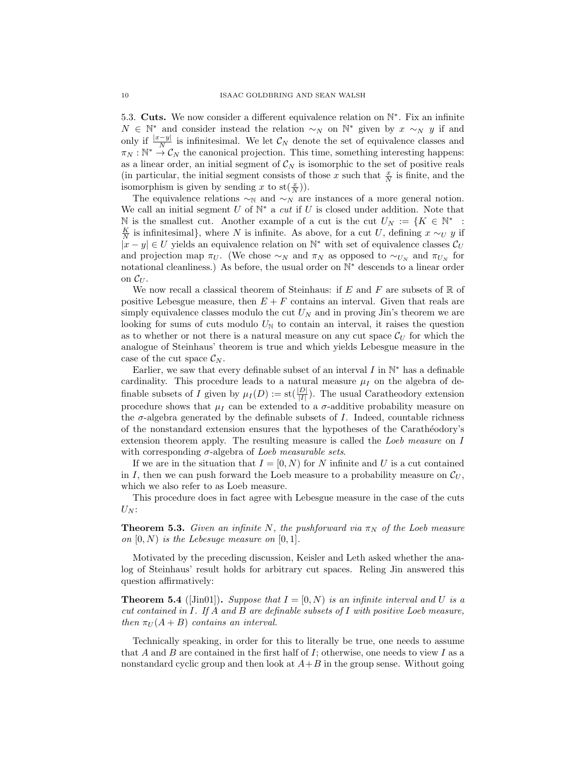5.3. **Cuts.** We now consider a different equivalence relation on $\mathbb{N}^*$. Fix an infinite $N \in \mathbb{N}^*$ and consider instead the relation $\sim_N$ on $\mathbb{N}^*$ given by $x \sim_N y$ if and only if $\frac{|x-y|}{N}$ is infinitesimal. We let $\mathcal{C}_N$ denote the set of equivalence classes and $\pi_N : \mathbb{N}^* \to \mathcal{C}_N$ the canonical projection. This time, something interesting happens: as a linear order, an initial segment of $\mathcal{C}_N$ is isomorphic to the set of positive reals (in particular, the initial segment consists of those $x$ such that $\frac{x}{N}$ is finite, and the isomorphism is given by sending $x$ to $\mathrm{st}(\frac{x}{N})$).

The equivalence relations $\sim_{\mathbb{N}}$ and $\sim_N$ are instances of a more general notion. We call an initial segment $U$ of $\mathbb{N}^*$ a *cut* if $U$ is closed under addition. Note that $\mathbb{N}$ is the smallest cut. Another example of a cut is the cut $U_N := \{K \in \mathbb{N}^* : \frac{K}{N}$ is infinitesimal$\}$, where $N$ is infinite. As above, for a cut $U$, defining $x \sim_U y$ if $|x-y| \in U$ yields an equivalence relation on $\mathbb{N}^*$ with set of equivalence classes $\mathcal{C}_U$ and projection map $\pi_U$. (We chose $\sim_N$ and $\pi_N$ as opposed to $\sim_{U_N}$ and $\pi_{U_N}$ for notational cleanliness.) As before, the usual order on $\mathbb{N}^*$ descends to a linear order on $\mathcal{C}_U$.

We now recall a classical theorem of Steinhaus: if $E$ and $F$ are subsets of $\mathbb{R}$ of positive Lebesgue measure, then $E + F$ contains an interval. Given that reals are simply equivalence classes modulo the cut $U_N$ and in proving Jin's theorem we are looking for sums of cuts modulo $U_{\mathbb{N}}$ to contain an interval, it raises the question as to whether or not there is a natural measure on any cut space $\mathcal{C}_U$ for which the analogue of Steinhaus' theorem is true and which yields Lebesgue measure in the case of the cut space $\mathcal{C}_N$.

Earlier, we saw that every definable subset of an interval $I$ in $\mathbb{N}^*$ has a definable cardinality. This procedure leads to a natural measure $\mu_I$ on the algebra of definable subsets of $I$ given by $\mu_I(D) := \mathrm{st}(\frac{|D|}{|I|})$. The usual Caratheodory extension procedure shows that $\mu_I$ can be extended to a $\sigma$-additive probability measure on the $\sigma$-algebra generated by the definable subsets of $I$. Indeed, countable richness of the nonstandard extension ensures that the hypotheses of the Carathéodory's extension theorem apply. The resulting measure is called the *Loeb measure* on $I$ with corresponding $\sigma$-algebra of *Loeb measurable sets*.

If we are in the situation that $I = [0, N)$ for $N$ infinite and $U$ is a cut contained in $I$, then we can push forward the Loeb measure to a probability measure on $\mathcal{C}_U$, which we also refer to as Loeb measure.

This procedure does in fact agree with Lebesgue measure in the case of the cuts $U_N$:

**Theorem 5.3.** *Given an infinite $N$, the pushforward via $\pi_N$ of the Loeb measure on $[0, N)$ is the Lebesuge measure on $[0, 1]$.*

Motivated by the preceding discussion, Keisler and Leth asked whether the analog of Steinhaus' result holds for arbitrary cut spaces. Reling Jin answered this question affirmatively:

**Theorem 5.4** ([Jin01])**.** *Suppose that $I = [0, N)$ is an infinite interval and $U$ is a cut contained in $I$. If $A$ and $B$ are definable subsets of $I$ with positive Loeb measure, then $\pi_U(A + B)$ contains an interval.*

Technically speaking, in order for this to literally be true, one needs to assume that $A$ and $B$ are contained in the first half of $I$; otherwise, one needs to view $I$ as a nonstandard cyclic group and then look at $A+B$ in the group sense. Without going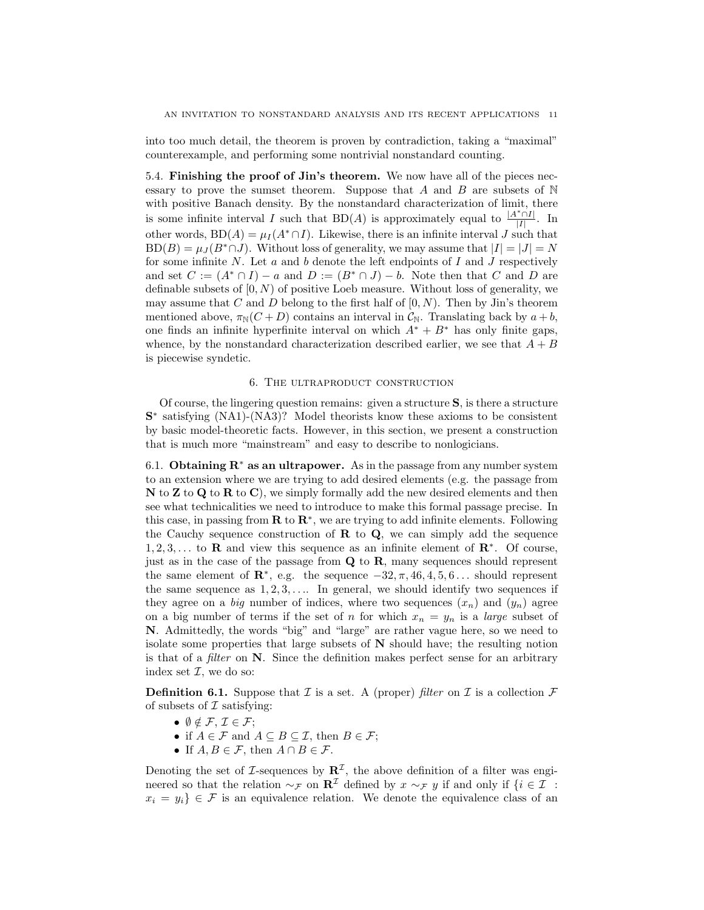into too much detail, the theorem is proven by contradiction, taking a "maximal" counterexample, and performing some nontrivial nonstandard counting.

5.4. **Finishing the proof of Jin's theorem.** We now have all of the pieces necessary to prove the sumset theorem. Suppose that $A$ and $B$ are subsets of $\mathbb{N}$ with positive Banach density. By the nonstandard characterization of limit, there is some infinite interval $I$ such that $\mathrm{BD}(A)$ is approximately equal to $\frac{|A^* \cap I|}{|I|}$. In other words, $\mathrm{BD}(A) = \mu_I(A^* \cap I)$. Likewise, there is an infinite interval $J$ such that $\mathrm{BD}(B) = \mu_J(B^* \cap J)$. Without loss of generality, we may assume that $|I| = |J| = N$ for some infinite $N$. Let $a$ and $b$ denote the left endpoints of $I$ and $J$ respectively and set $C := (A^* \cap I) - a$ and $D := (B^* \cap J) - b$. Note then that $C$ and $D$ are definable subsets of $[0, N)$ of positive Loeb measure. Without loss of generality, we may assume that $C$ and $D$ belong to the first half of $[0, N)$. Then by Jin's theorem mentioned above, $\pi_{\mathbb{N}}(C + D)$ contains an interval in $\mathcal{C}_{\mathbb{N}}$. Translating back by $a + b$, one finds an infinite hyperfinite interval on which $A^* + B^*$ has only finite gaps, whence, by the nonstandard characterization described earlier, we see that $A + B$ is piecewise syndetic.

## 6. The ultraproduct construction

Of course, the lingering question remains: given a structure $\mathbf{S}$, is there a structure $\mathbf{S}^*$ satisfying (NA1)-(NA3)? Model theorists know these axioms to be consistent by basic model-theoretic facts. However, in this section, we present a construction that is much more "mainstream" and easy to describe to nonlogicians.

6.1. **Obtaining $\mathbf{R}^*$ as an ultrapower.** As in the passage from any number system to an extension where we are trying to add desired elements (e.g. the passage from $\mathbf{N}$ to $\mathbf{Z}$ to $\mathbf{Q}$ to $\mathbf{R}$ to $\mathbf{C}$), we simply formally add the new desired elements and then see what technicalities we need to introduce to make this formal passage precise. In this case, in passing from $\mathbf{R}$ to $\mathbf{R}^*$, we are trying to add infinite elements. Following the Cauchy sequence construction of $\mathbf{R}$ to $\mathbf{Q}$, we can simply add the sequence $1, 2, 3, \ldots$ to $\mathbf{R}$ and view this sequence as an infinite element of $\mathbf{R}^*$. Of course, just as in the case of the passage from $\mathbf{Q}$ to $\mathbf{R}$, many sequences should represent the same element of $\mathbf{R}^*$, e.g. the sequence $-32, \pi, 46, 4, 5, 6 \ldots$ should represent the same sequence as $1, 2, 3, \ldots$. In general, we should identify two sequences if they agree on a *big* number of indices, where two sequences $(x_n)$ and $(y_n)$ agree on a big number of terms if the set of $n$ for which $x_n = y_n$ is a *large* subset of $\mathbf{N}$. Admittedly, the words "big" and "large" are rather vague here, so we need to isolate some properties that large subsets of $\mathbf{N}$ should have; the resulting notion is that of a *filter* on $\mathbf{N}$. Since the definition makes perfect sense for an arbitrary index set $\mathcal{I}$, we do so:

**Definition 6.1.** Suppose that $\mathcal{I}$ is a set. A (proper) *filter* on $\mathcal{I}$ is a collection $\mathcal{F}$ of subsets of $\mathcal{I}$ satisfying:

- $\emptyset \notin \mathcal{F}$, $\mathcal{I} \in \mathcal{F}$;
- if $A \in \mathcal{F}$ and $A \subseteq B \subseteq \mathcal{I}$, then $B \in \mathcal{F}$;
- If $A, B \in \mathcal{F}$, then $A \cap B \in \mathcal{F}$.

Denoting the set of $\mathcal{I}$-sequences by $\mathbf{R}^{\mathcal{I}}$, the above definition of a filter was engineered so that the relation $\sim_{\mathcal{F}}$ on $\mathbf{R}^{\mathcal{I}}$ defined by $x \sim_{\mathcal{F}} y$ if and only if $\{i \in \mathcal{I} : x_i = y_i\} \in \mathcal{F}$ is an equivalence relation. We denote the equivalence class of an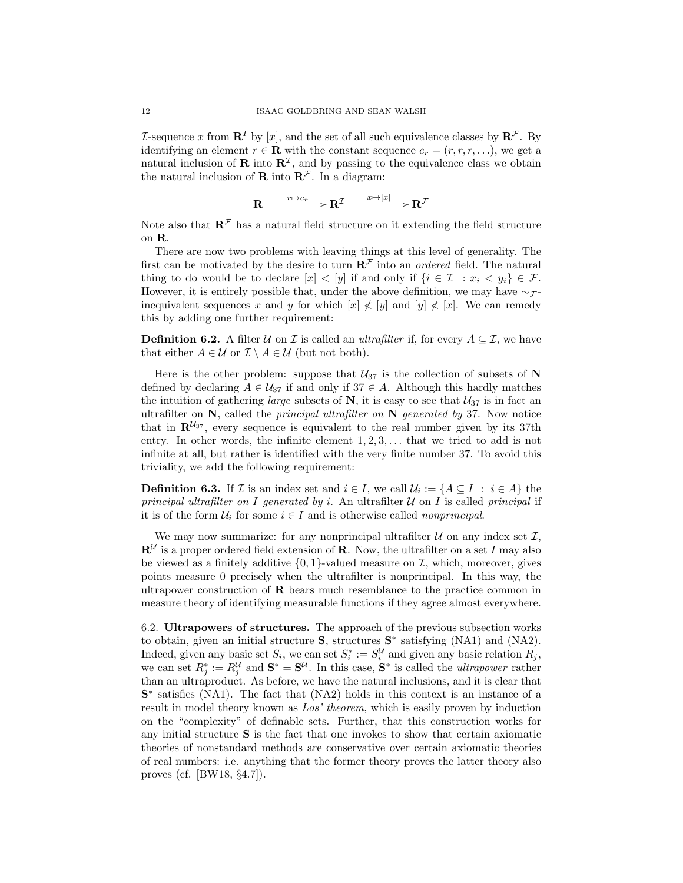$\mathcal{I}$-sequence $x$ from $\mathbf{R}^I$ by $[x]$, and the set of all such equivalence classes by $\mathbf{R}^{\mathcal{F}}$. By identifying an element $r \in \mathbf{R}$ with the constant sequence $c_r = (r, r, r, \ldots)$, we get a natural inclusion of $\mathbf{R}$ into $\mathbf{R}^{\mathcal{I}}$, and by passing to the equivalence class we obtain the natural inclusion of $\mathbf{R}$ into $\mathbf{R}^{\mathcal{F}}$. In a diagram:

$$\mathbf{R} \xrightarrow{r \mapsto c_r} \mathbf{R}^{\mathcal{I}} \xrightarrow{x \mapsto [x]} \mathbf{R}^{\mathcal{F}}$$

Note also that $\mathbf{R}^{\mathcal{F}}$ has a natural field structure on it extending the field structure on $\mathbf{R}$.

There are now two problems with leaving things at this level of generality. The first can be motivated by the desire to turn $\mathbf{R}^{\mathcal{F}}$ into an *ordered* field. The natural thing to do would be to declare $[x] < [y]$ if and only if $\{i \in \mathcal{I} : x_i < y_i\} \in \mathcal{F}$. However, it is entirely possible that, under the above definition, we may have $\sim_{\mathcal{F}}$-inequivalent sequences $x$ and $y$ for which $[x] \not< [y]$ and $[y] \not< [x]$. We can remedy this by adding one further requirement:

**Definition 6.2.** A filter $\mathcal{U}$ on $\mathcal{I}$ is called an *ultrafilter* if, for every $A \subseteq \mathcal{I}$, we have that either $A \in \mathcal{U}$ or $\mathcal{I} \setminus A \in \mathcal{U}$ (but not both).

Here is the other problem: suppose that $\mathcal{U}_{37}$ is the collection of subsets of $\mathbf{N}$ defined by declaring $A \in \mathcal{U}_{37}$ if and only if $37 \in A$. Although this hardly matches the intuition of gathering *large* subsets of $\mathbf{N}$, it is easy to see that $\mathcal{U}_{37}$ is in fact an ultrafilter on $\mathbf{N}$, called the *principal ultrafilter on* $\mathbf{N}$ *generated by* 37. Now notice that in $\mathbf{R}^{\mathcal{U}_{37}}$, every sequence is equivalent to the real number given by its 37th entry. In other words, the infinite element $1, 2, 3, \ldots$ that we tried to add is not infinite at all, but rather is identified with the very finite number 37. To avoid this triviality, we add the following requirement:

**Definition 6.3.** If $\mathcal{I}$ is an index set and $i \in I$, we call $\mathcal{U}_i := \{A \subseteq I : i \in A\}$ the *principal ultrafilter on* $I$ *generated by* $i$. An ultrafilter $\mathcal{U}$ on $I$ is called *principal* if it is of the form $\mathcal{U}_i$ for some $i \in I$ and is otherwise called *nonprincipal*.

We may now summarize: for any nonprincipal ultrafilter $\mathcal{U}$ on any index set $\mathcal{I}$, $\mathbf{R}^{\mathcal{U}}$ is a proper ordered field extension of $\mathbf{R}$. Now, the ultrafilter on a set $I$ may also be viewed as a finitely additive $\{0, 1\}$-valued measure on $\mathcal{I}$, which, moreover, gives points measure 0 precisely when the ultrafilter is nonprincipal. In this way, the ultrapower construction of $\mathbf{R}$ bears much resemblance to the practice common in measure theory of identifying measurable functions if they agree almost everywhere.

6.2. **Ultrapowers of structures.** The approach of the previous subsection works to obtain, given an initial structure $\mathbf{S}$, structures $\mathbf{S}^*$ satisfying (NA1) and (NA2). Indeed, given any basic set $S_i$, we can set $S_i^* := S_i^{\mathcal{U}}$ and given any basic relation $R_j$, we can set $R_j^* := R_j^{\mathcal{U}}$ and $\mathbf{S}^* = \mathbf{S}^{\mathcal{U}}$. In this case, $\mathbf{S}^*$ is called the *ultrapower* rather than an ultraproduct. As before, we have the natural inclusions, and it is clear that $\mathbf{S}^*$ satisfies (NA1). The fact that (NA2) holds in this context is an instance of a result in model theory known as *Los' theorem*, which is easily proven by induction on the "complexity" of definable sets. Further, that this construction works for any initial structure $\mathbf{S}$ is the fact that one invokes to show that certain axiomatic theories of nonstandard methods are conservative over certain axiomatic theories of real numbers: i.e. anything that the former theory proves the latter theory also proves (cf. [BW18, §4.7]).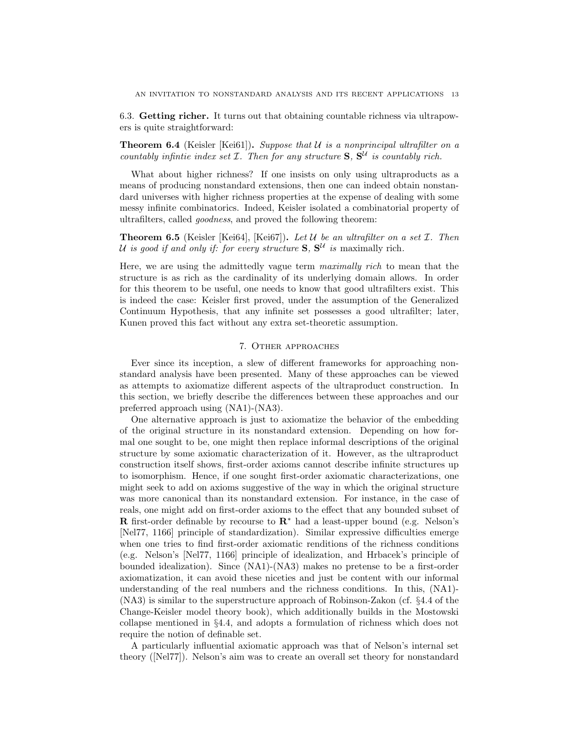6.3. **Getting richer.** It turns out that obtaining countable richness via ultrapowers is quite straightforward:

**Theorem 6.4** (Keisler [Kei61])**.** *Suppose that $\mathcal{U}$ is a nonprincipal ultrafilter on a countably infintie index set $\mathcal{I}$. Then for any structure* $\mathbf{S}$, $\mathbf{S}^{\mathcal{U}}$ *is countably rich.*

What about higher richness? If one insists on only using ultraproducts as a means of producing nonstandard extensions, then one can indeed obtain nonstandard universes with higher richness properties at the expense of dealing with some messy infinite combinatorics. Indeed, Keisler isolated a combinatorial property of ultrafilters, called *goodness*, and proved the following theorem:

**Theorem 6.5** (Keisler [Kei64], [Kei67])**.** *Let $\mathcal{U}$ be an ultrafilter on a set $\mathcal{I}$. Then $\mathcal{U}$ is good if and only if: for every structure* $\mathbf{S}$, $\mathbf{S}^{\mathcal{U}}$ *is* maximally rich.

Here, we are using the admittedly vague term *maximally rich* to mean that the structure is as rich as the cardinality of its underlying domain allows. In order for this theorem to be useful, one needs to know that good ultrafilters exist. This is indeed the case: Keisler first proved, under the assumption of the Generalized Continuum Hypothesis, that any infinite set possesses a good ultrafilter; later, Kunen proved this fact without any extra set-theoretic assumption.

## 7. Other approaches

Ever since its inception, a slew of different frameworks for approaching nonstandard analysis have been presented. Many of these approaches can be viewed as attempts to axiomatize different aspects of the ultraproduct construction. In this section, we briefly describe the differences between these approaches and our preferred approach using (NA1)-(NA3).

One alternative approach is just to axiomatize the behavior of the embedding of the original structure in its nonstandard extension. Depending on how formal one sought to be, one might then replace informal descriptions of the original structure by some axiomatic characterization of it. However, as the ultraproduct construction itself shows, first-order axioms cannot describe infinite structures up to isomorphism. Hence, if one sought first-order axiomatic characterizations, one might seek to add on axioms suggestive of the way in which the original structure was more canonical than its nonstandard extension. For instance, in the case of reals, one might add on first-order axioms to the effect that any bounded subset of $\mathbf{R}$ first-order definable by recourse to $\mathbf{R}^*$ had a least-upper bound (e.g. Nelson's [Nel77, 1166] principle of standardization). Similar expressive difficulties emerge when one tries to find first-order axiomatic renditions of the richness conditions (e.g. Nelson's [Nel77, 1166] principle of idealization, and Hrbacek's principle of bounded idealization). Since (NA1)-(NA3) makes no pretense to be a first-order axiomatization, it can avoid these niceties and just be content with our informal understanding of the real numbers and the richness conditions. In this, (NA1)-(NA3) is similar to the superstructure approach of Robinson-Zakon (cf. §4.4 of the Change-Keisler model theory book), which additionally builds in the Mostowski collapse mentioned in §4.4, and adopts a formulation of richness which does not require the notion of definable set.

A particularly influential axiomatic approach was that of Nelson's internal set theory ([Nel77]). Nelson's aim was to create an overall set theory for nonstandard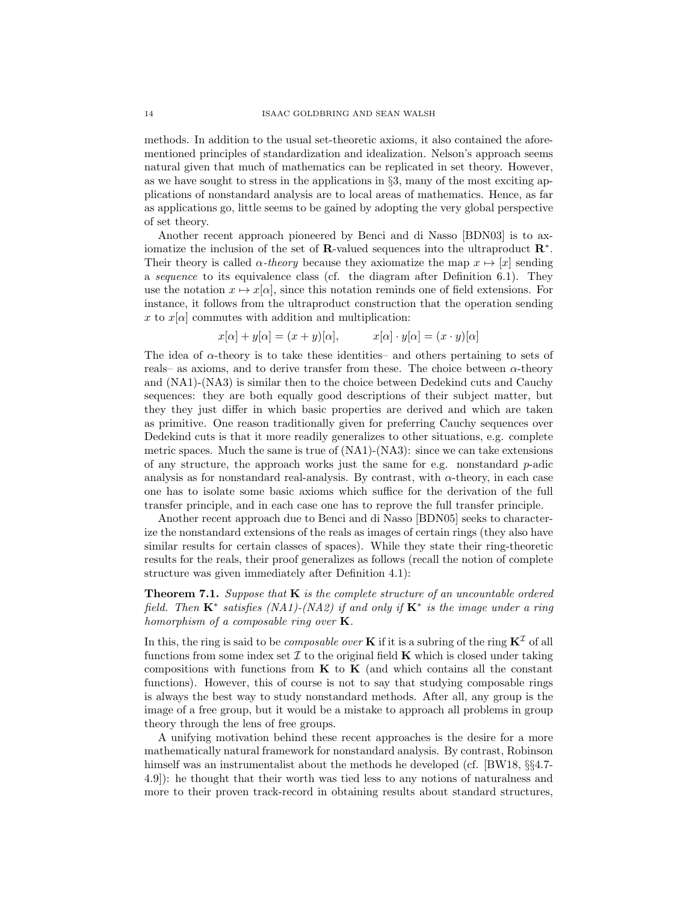methods. In addition to the usual set-theoretic axioms, it also contained the aforementioned principles of standardization and idealization. Nelson's approach seems natural given that much of mathematics can be replicated in set theory. However, as we have sought to stress in the applications in §3, many of the most exciting applications of nonstandard analysis are to local areas of mathematics. Hence, as far as applications go, little seems to be gained by adopting the very global perspective of set theory.

Another recent approach pioneered by Benci and di Nasso [BDN03] is to axiomatize the inclusion of the set of $\mathbf{R}$-valued sequences into the ultraproduct $\mathbf{R}^*$. Their theory is called *$\alpha$-theory* because they axiomatize the map $x \mapsto [x]$ sending a *sequence* to its equivalence class (cf. the diagram after Definition 6.1). They use the notation $x \mapsto x[\alpha]$, since this notation reminds one of field extensions. For instance, it follows from the ultraproduct construction that the operation sending $x$ to $x[\alpha]$ commutes with addition and multiplication:

$$x[\alpha] + y[\alpha] = (x + y)[\alpha], \qquad x[\alpha] \cdot y[\alpha] = (x \cdot y)[\alpha]$$

The idea of $\alpha$-theory is to take these identities– and others pertaining to sets of reals– as axioms, and to derive transfer from these. The choice between $\alpha$-theory and (NA1)-(NA3) is similar then to the choice between Dedekind cuts and Cauchy sequences: they are both equally good descriptions of their subject matter, but they they just differ in which basic properties are derived and which are taken as primitive. One reason traditionally given for preferring Cauchy sequences over Dedekind cuts is that it more readily generalizes to other situations, e.g. complete metric spaces. Much the same is true of (NA1)-(NA3): since we can take extensions of any structure, the approach works just the same for e.g. nonstandard $p$-adic analysis as for nonstandard real-analysis. By contrast, with $\alpha$-theory, in each case one has to isolate some basic axioms which suffice for the derivation of the full transfer principle, and in each case one has to reprove the full transfer principle.

Another recent approach due to Benci and di Nasso [BDN05] seeks to characterize the nonstandard extensions of the reals as images of certain rings (they also have similar results for certain classes of spaces). While they state their ring-theoretic results for the reals, their proof generalizes as follows (recall the notion of complete structure was given immediately after Definition 4.1):

**Theorem 7.1.** *Suppose that $\mathbf{K}$ is the complete structure of an uncountable ordered field. Then $\mathbf{K}^*$ satisfies (NA1)-(NA2) if and only if $\mathbf{K}^*$ is the image under a ring homorphism of a composable ring over $\mathbf{K}$.*

In this, the ring is said to be *composable over* $\mathbf{K}$ if it is a subring of the ring $\mathbf{K}^{\mathcal{I}}$ of all functions from some index set $\mathcal{I}$ to the original field $\mathbf{K}$ which is closed under taking compositions with functions from $\mathbf{K}$ to $\mathbf{K}$ (and which contains all the constant functions). However, this of course is not to say that studying composable rings is always the best way to study nonstandard methods. After all, any group is the image of a free group, but it would be a mistake to approach all problems in group theory through the lens of free groups.

A unifying motivation behind these recent approaches is the desire for a more mathematically natural framework for nonstandard analysis. By contrast, Robinson himself was an instrumentalist about the methods he developed (cf. [BW18, §§4.7-4.9]): he thought that their worth was tied less to any notions of naturalness and more to their proven track-record in obtaining results about standard structures,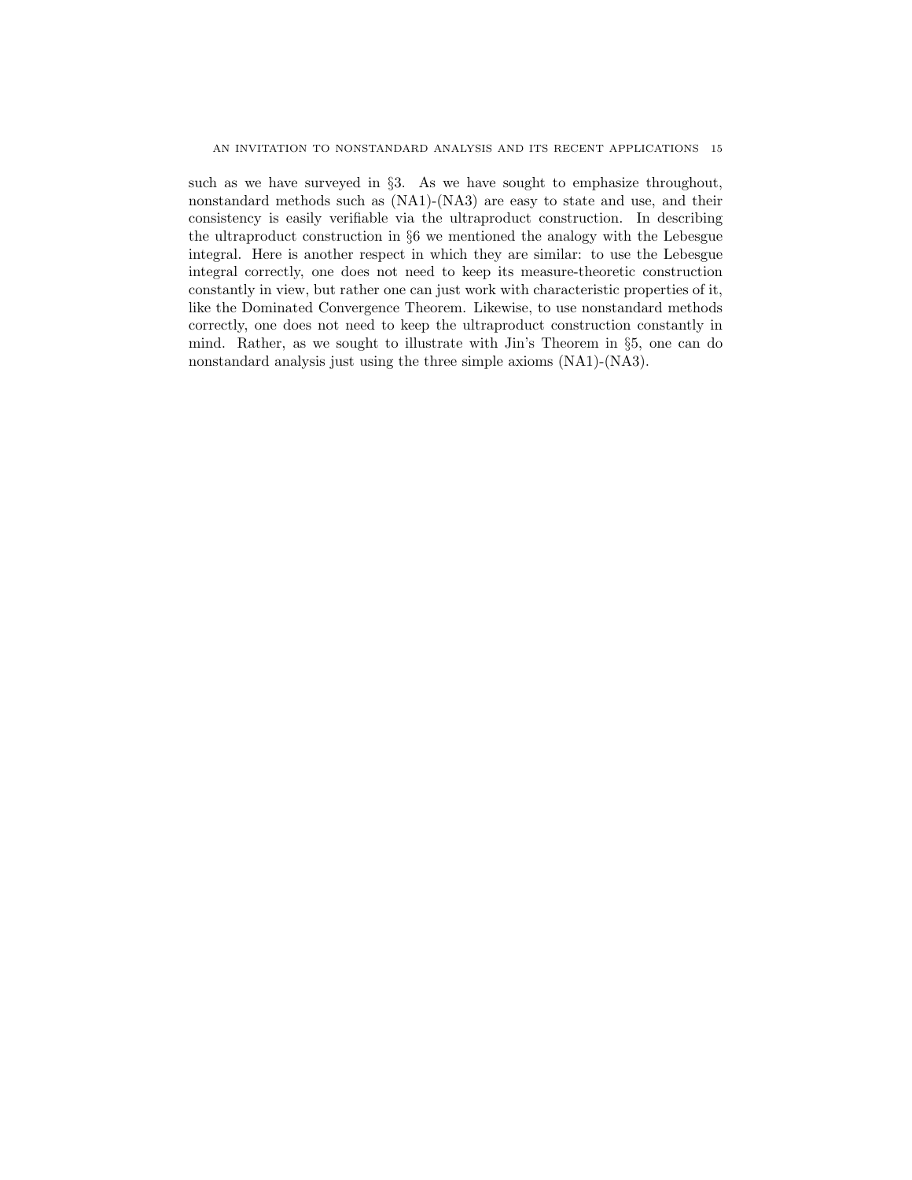such as we have surveyed in §3. As we have sought to emphasize throughout, nonstandard methods such as (NA1)-(NA3) are easy to state and use, and their consistency is easily verifiable via the ultraproduct construction. In describing the ultraproduct construction in §6 we mentioned the analogy with the Lebesgue integral. Here is another respect in which they are similar: to use the Lebesgue integral correctly, one does not need to keep its measure-theoretic construction constantly in view, but rather one can just work with characteristic properties of it, like the Dominated Convergence Theorem. Likewise, to use nonstandard methods correctly, one does not need to keep the ultraproduct construction constantly in mind. Rather, as we sought to illustrate with Jin's Theorem in §5, one can do nonstandard analysis just using the three simple axioms (NA1)-(NA3).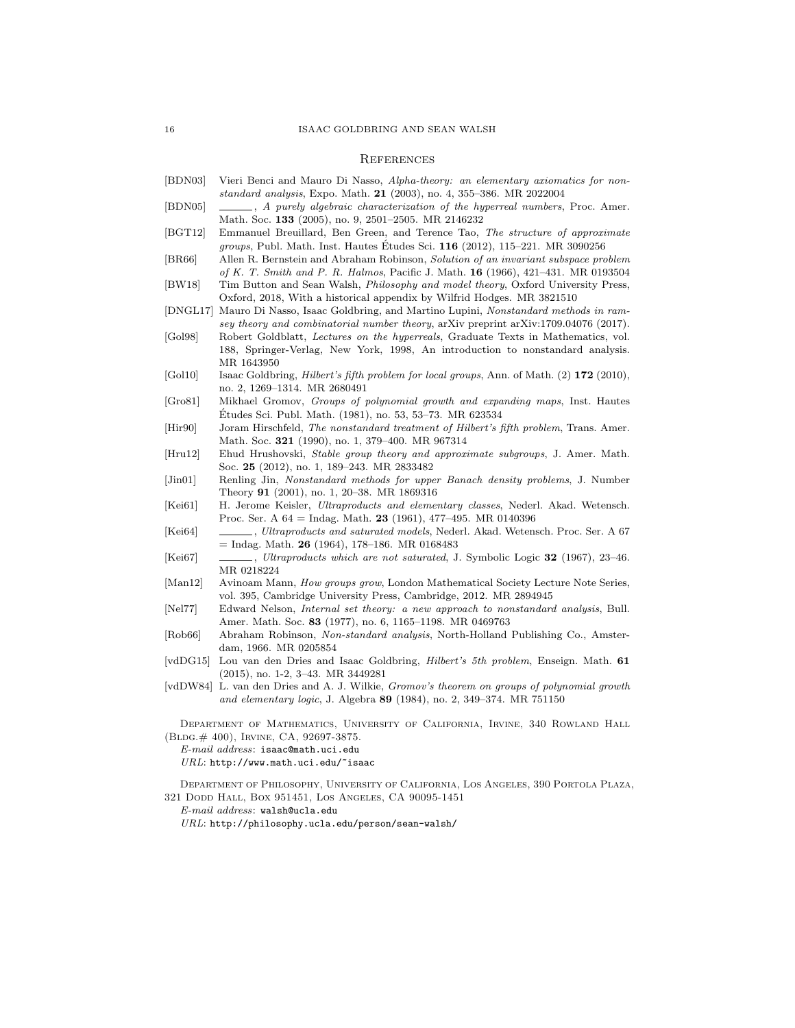## References

- [BDN03] Vieri Benci and Mauro Di Nasso, *Alpha-theory: an elementary axiomatics for nonstandard analysis*, Expo. Math. **21** (2003), no. 4, 355–386. MR 2022004
- [BDN05] ———, *A purely algebraic characterization of the hyperreal numbers*, Proc. Amer. Math. Soc. **133** (2005), no. 9, 2501–2505. MR 2146232
- [BGT12] Emmanuel Breuillard, Ben Green, and Terence Tao, *The structure of approximate groups*, Publ. Math. Inst. Hautes Études Sci. **116** (2012), 115–221. MR 3090256
- [BR66] Allen R. Bernstein and Abraham Robinson, *Solution of an invariant subspace problem of K. T. Smith and P. R. Halmos*, Pacific J. Math. **16** (1966), 421–431. MR 0193504
- [BW18] Tim Button and Sean Walsh, *Philosophy and model theory*, Oxford University Press, Oxford, 2018, With a historical appendix by Wilfrid Hodges. MR 3821510
- [DNGL17] Mauro Di Nasso, Isaac Goldbring, and Martino Lupini, *Nonstandard methods in ramsey theory and combinatorial number theory*, arXiv preprint arXiv:1709.04076 (2017).
- [Gol98] Robert Goldblatt, *Lectures on the hyperreals*, Graduate Texts in Mathematics, vol. 188, Springer-Verlag, New York, 1998, An introduction to nonstandard analysis. MR 1643950
- [Gol10] Isaac Goldbring, *Hilbert's fifth problem for local groups*, Ann. of Math. (2) **172** (2010), no. 2, 1269–1314. MR 2680491
- [Gro81] Mikhael Gromov, *Groups of polynomial growth and expanding maps*, Inst. Hautes Études Sci. Publ. Math. (1981), no. 53, 53–73. MR 623534
- [Hir90] Joram Hirschfeld, *The nonstandard treatment of Hilbert's fifth problem*, Trans. Amer. Math. Soc. **321** (1990), no. 1, 379–400. MR 967314
- [Hru12] Ehud Hrushovski, *Stable group theory and approximate subgroups*, J. Amer. Math. Soc. **25** (2012), no. 1, 189–243. MR 2833482
- [Jin01] Renling Jin, *Nonstandard methods for upper Banach density problems*, J. Number Theory **91** (2001), no. 1, 20–38. MR 1869316
- [Kei61] H. Jerome Keisler, *Ultraproducts and elementary classes*, Nederl. Akad. Wetensch. Proc. Ser. A 64 = Indag. Math. **23** (1961), 477–495. MR 0140396
- [Kei64] ———, *Ultraproducts and saturated models*, Nederl. Akad. Wetensch. Proc. Ser. A 67 = Indag. Math. **26** (1964), 178–186. MR 0168483
- [Kei67] ———, *Ultraproducts which are not saturated*, J. Symbolic Logic **32** (1967), 23–46. MR 0218224
- [Man12] Avinoam Mann, *How groups grow*, London Mathematical Society Lecture Note Series, vol. 395, Cambridge University Press, Cambridge, 2012. MR 2894945
- [Nel77] Edward Nelson, *Internal set theory: a new approach to nonstandard analysis*, Bull. Amer. Math. Soc. **83** (1977), no. 6, 1165–1198. MR 0469763
- [Rob66] Abraham Robinson, *Non-standard analysis*, North-Holland Publishing Co., Amsterdam, 1966. MR 0205854
- [vdDG15] Lou van den Dries and Isaac Goldbring, *Hilbert's 5th problem*, Enseign. Math. **61** (2015), no. 1-2, 3–43. MR 3449281
- [vdDW84] L. van den Dries and A. J. Wilkie, *Gromov's theorem on groups of polynomial growth and elementary logic*, J. Algebra **89** (1984), no. 2, 349–374. MR 751150

Department of Mathematics, University of California, Irvine, 340 Rowland Hall (Bldg.# 400), Irvine, CA, 92697-3875.

*E-mail address*: `isaac@math.uci.edu`

*URL*: `http://www.math.uci.edu/~isaac`

Department of Philosophy, University of California, Los Angeles, 390 Portola Plaza, 321 Dodd Hall, Box 951451, Los Angeles, CA 90095-1451

*E-mail address*: `walsh@ucla.edu`

*URL*: `http://philosophy.ucla.edu/person/sean-walsh/`